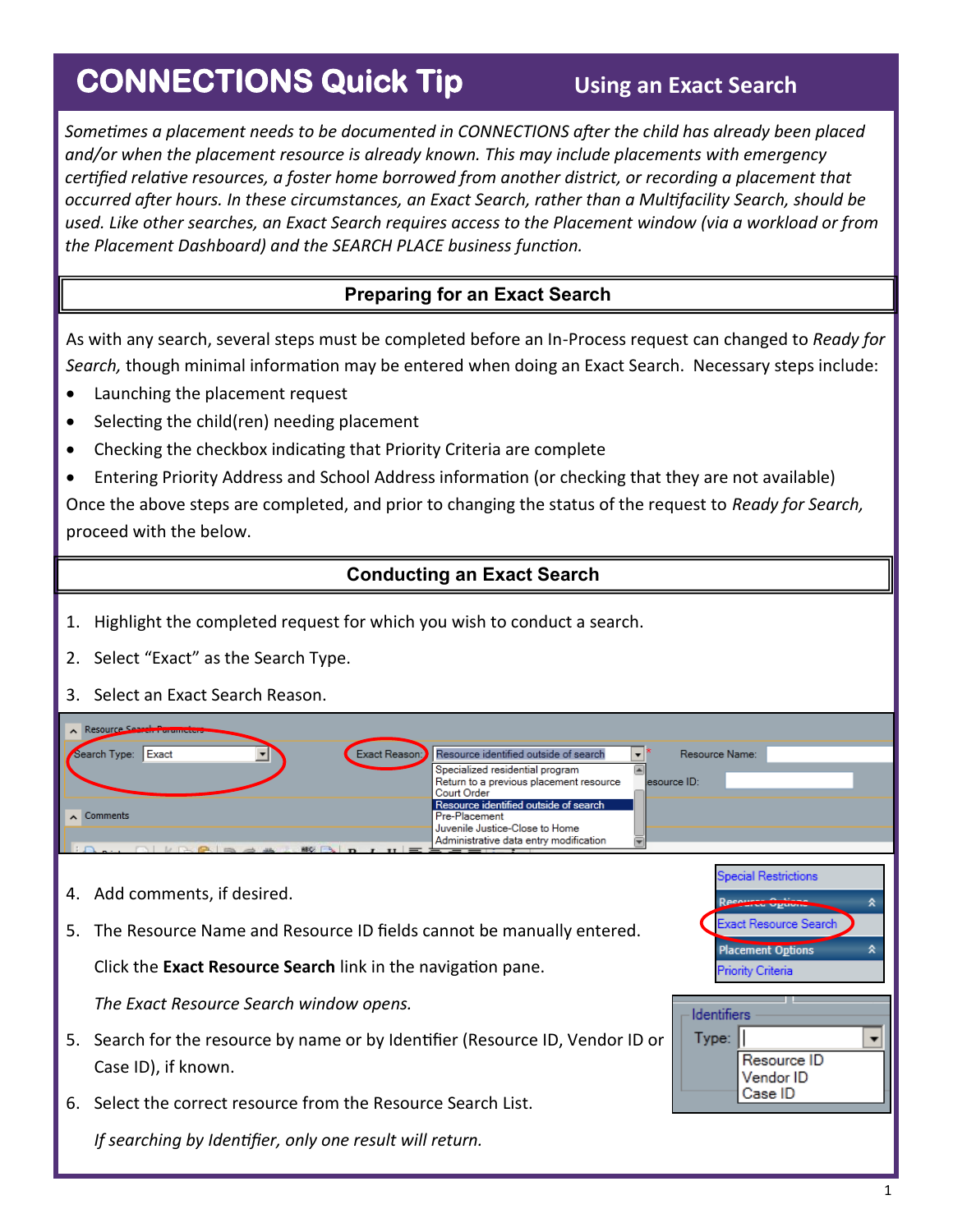# CONNECTIONS Quick Tip

## Using an Exact Search

*Sometimes a placement needs to be documented in CONNECTIONS after the child has already been placed and/or when the placement resource is already known. This may include placements with emergency certified relative resources, a foster home borrowed from another district, or recording a placement that occurred after hours. In these circumstances, an Exact Search, rather than a Multifacility Search, should be used. Like other searches, an Exact Search requires access to the Placement window (via a workload or from the Placement Dashboard) and the SEARCH PLACE business function.*

### Preparing for an Exact Search

As with any search, several steps must be completed before an In-Process request can changed to *Ready for Search,* though minimal information may be entered when doing an Exact Search. Necessary steps include:

- Launching the placement request
- Selecting the child(ren) needing placement
- Checking the checkbox indicating that Priority Criteria are complete
- Entering Priority Address and School Address information (or checking that they are not available)

Once the above steps are completed, and prior to changing the status of the request to *Ready for Search,* proceed with the below.

### Conducting an Exact Search

1. Highlight the completed request for which you wish to conduct a search.
2. Select "Exact" as the Search Type.
3. Select an Exact Search Reason.
4. Add comments, if desired.
5. The Resource Name and Resource ID fields cannot be manually entered.

   Click the **Exact Resource Search** link in the navigation pane.

   *The Exact Resource Search window opens.*

5. Search for the resource by name or by Identifier (Resource ID, Vendor ID or Case ID), if known.
6. Select the correct resource from the Resource Search List.

   *If searching by Identifier, only one result will return.*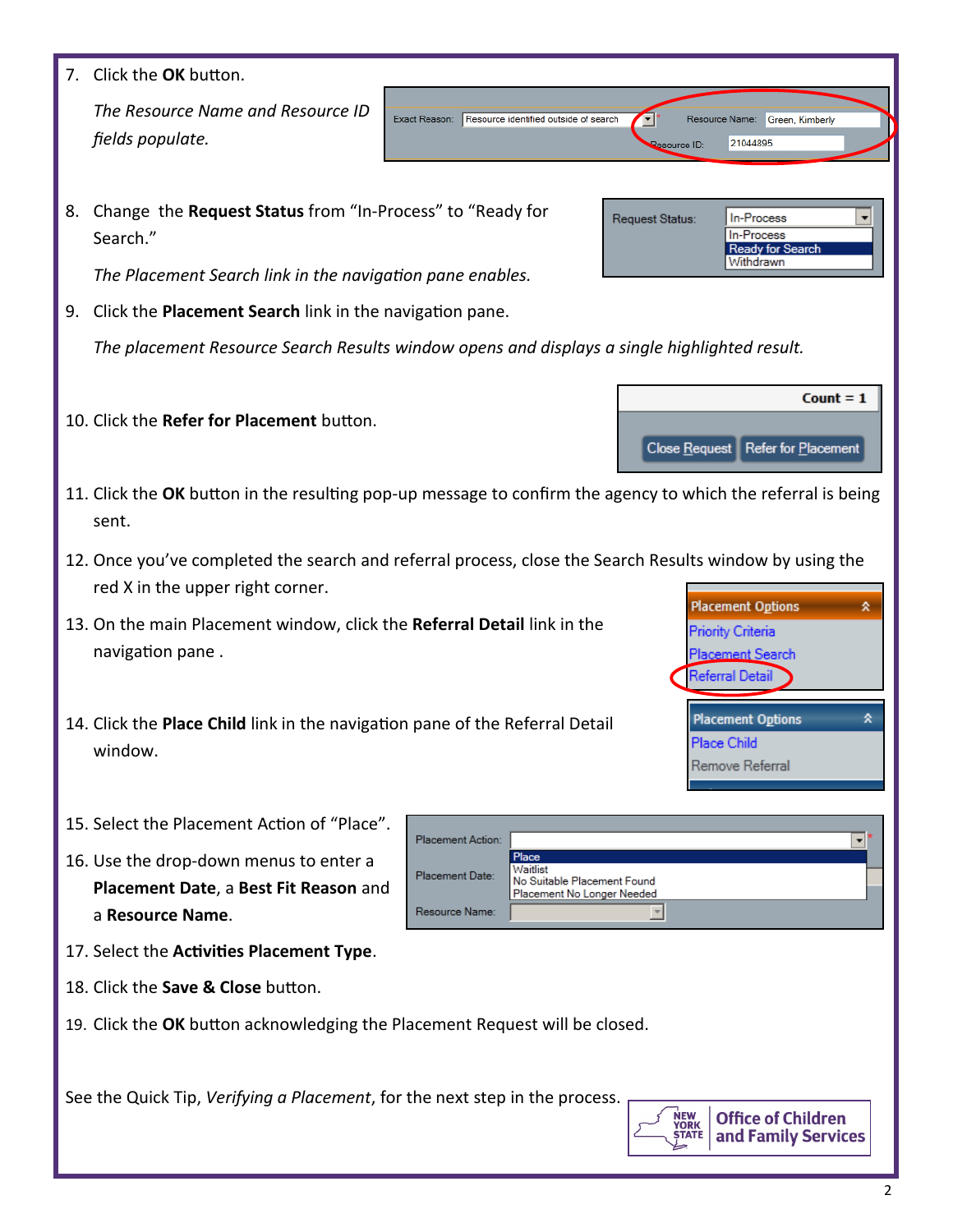7. Click the **OK** button.

   *The Resource Name and Resource ID fields populate.*

8. Change the **Request Status** from "In-Process" to "Ready for Search."

   *The Placement Search link in the navigation pane enables.*

9. Click the **Placement Search** link in the navigation pane.

   *The placement Resource Search Results window opens and displays a single highlighted result.*

10. Click the **Refer for Placement** button.

11. Click the **OK** button in the resulting pop-up message to confirm the agency to which the referral is being sent.

12. Once you've completed the search and referral process, close the Search Results window by using the red X in the upper right corner.

13. On the main Placement window, click the **Referral Detail** link in the navigation pane .

14. Click the **Place Child** link in the navigation pane of the Referral Detail window.

15. Select the Placement Action of "Place".

16. Use the drop-down menus to enter a **Placement Date**, a **Best Fit Reason** and a **Resource Name**.

17. Select the **Activities Placement Type**.

18. Click the **Save & Close** button.

19. Click the **OK** button acknowledging the Placement Request will be closed.

See the Quick Tip, *Verifying a Placement*, for the next step in the process.